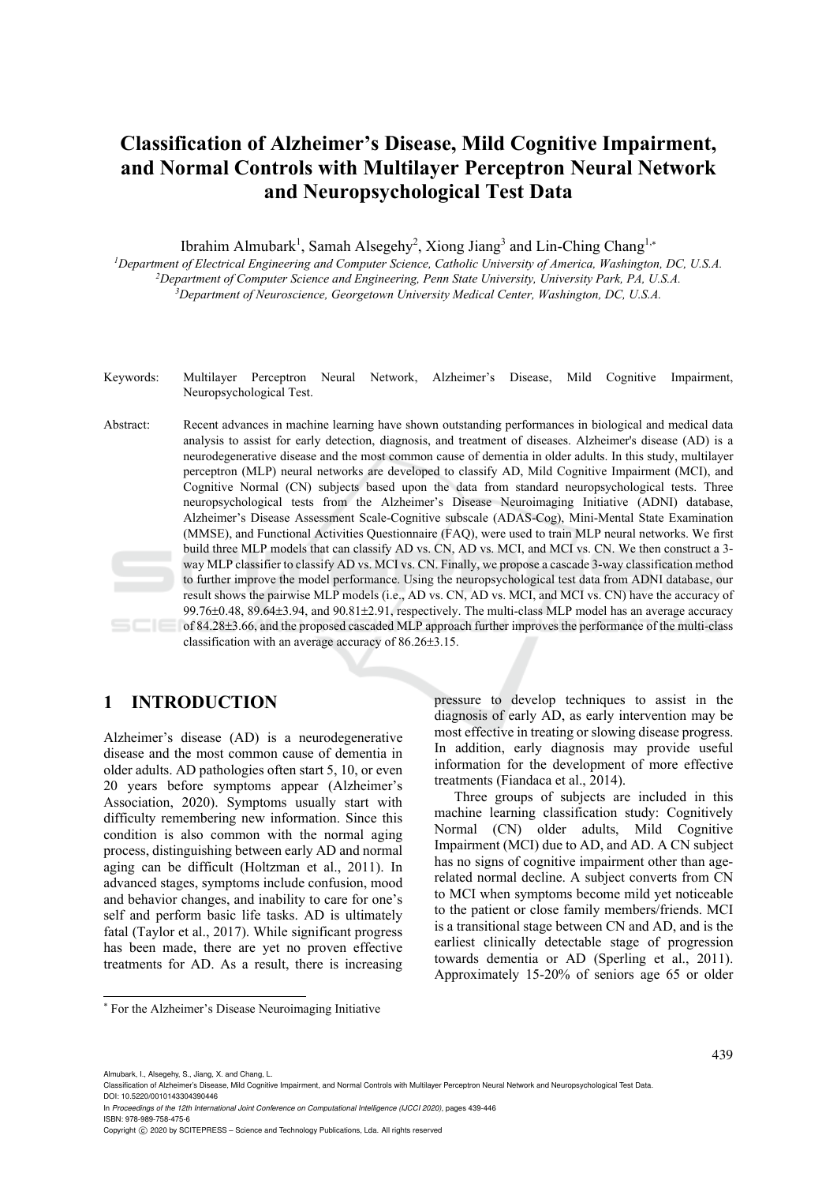# Classification of Alzheimer's Disease, Mild Cognitive Impairment, and Normal Controls with Multilayer Perceptron Neural Network and Neuropsychological Test Data

Ibrahim Almubark[1], Samah Alsegehy[2], Xiong Jiang[3] and Lin-Ching Chang[1,*]

[1]Department of Electrical Engineering and Computer Science, Catholic University of America, Washington, DC, U.S.A.
[2]Department of Computer Science and Engineering, Penn State University, University Park, PA, U.S.A.
[3]Department of Neuroscience, Georgetown University Medical Center, Washington, DC, U.S.A.

Keywords: Multilayer Perceptron Neural Network, Alzheimer's Disease, Mild Cognitive Impairment, Neuropsychological Test.

Abstract: Recent advances in machine learning have shown outstanding performances in biological and medical data analysis to assist for early detection, diagnosis, and treatment of diseases. Alzheimer's disease (AD) is a neurodegenerative disease and the most common cause of dementia in older adults. In this study, multilayer perceptron (MLP) neural networks are developed to classify AD, Mild Cognitive Impairment (MCI), and Cognitive Normal (CN) subjects based upon the data from standard neuropsychological tests. Three neuropsychological tests from the Alzheimer's Disease Neuroimaging Initiative (ADNI) database, Alzheimer's Disease Assessment Scale-Cognitive subscale (ADAS-Cog), Mini-Mental State Examination (MMSE), and Functional Activities Questionnaire (FAQ), were used to train MLP neural networks. We first build three MLP models that can classify AD vs. CN, AD vs. MCI, and MCI vs. CN. We then construct a 3-way MLP classifier to classify AD vs. MCI vs. CN. Finally, we propose a cascade 3-way classification method to further improve the model performance. Using the neuropsychological test data from ADNI database, our result shows the pairwise MLP models (i.e., AD vs. CN, AD vs. MCI, and MCI vs. CN) have the accuracy of $99.76\pm0.48$, $89.64\pm3.94$, and $90.81\pm2.91$, respectively. The multi-class MLP model has an average accuracy of $84.28\pm3.66$, and the proposed cascaded MLP approach further improves the performance of the multi-class classification with an average accuracy of $86.26\pm3.15$.

## 1 INTRODUCTION

Alzheimer's disease (AD) is a neurodegenerative disease and the most common cause of dementia in older adults. AD pathologies often start 5, 10, or even 20 years before symptoms appear (Alzheimer's Association, 2020). Symptoms usually start with difficulty remembering new information. Since this condition is also common with the normal aging process, distinguishing between early AD and normal aging can be difficult (Holtzman et al., 2011). In advanced stages, symptoms include confusion, mood and behavior changes, and inability to care for one's self and perform basic life tasks. AD is ultimately fatal (Taylor et al., 2017). While significant progress has been made, there are yet no proven effective treatments for AD. As a result, there is increasing pressure to develop techniques to assist in the diagnosis of early AD, as early intervention may be most effective in treating or slowing disease progress. In addition, early diagnosis may provide useful information for the development of more effective treatments (Fiandaca et al., 2014).

Three groups of subjects are included in this machine learning classification study: Cognitively Normal (CN) older adults, Mild Cognitive Impairment (MCI) due to AD, and AD. A CN subject has no signs of cognitive impairment other than age-related normal decline. A subject converts from CN to MCI when symptoms become mild yet noticeable to the patient or close family members/friends. MCI is a transitional stage between CN and AD, and is the earliest clinically detectable stage of progression towards dementia or AD (Sperling et al., 2011). Approximately 15-20% of seniors age 65 or older

[*] For the Alzheimer's Disease Neuroimaging Initiative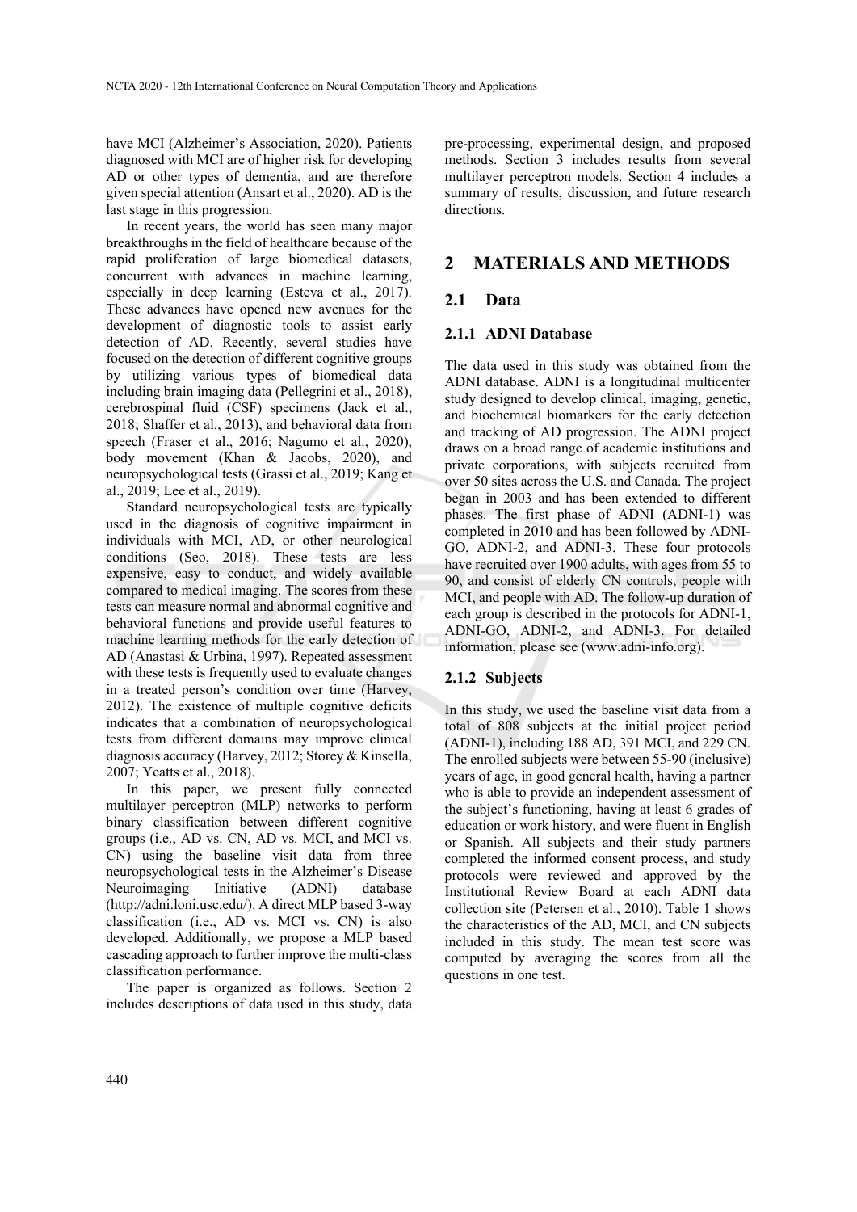have MCI (Alzheimer's Association, 2020). Patients diagnosed with MCI are of higher risk for developing AD or other types of dementia, and are therefore given special attention (Ansart et al., 2020). AD is the last stage in this progression.

In recent years, the world has seen many major breakthroughs in the field of healthcare because of the rapid proliferation of large biomedical datasets, concurrent with advances in machine learning, especially in deep learning (Esteva et al., 2017). These advances have opened new avenues for the development of diagnostic tools to assist early detection of AD. Recently, several studies have focused on the detection of different cognitive groups by utilizing various types of biomedical data including brain imaging data (Pellegrini et al., 2018), cerebrospinal fluid (CSF) specimens (Jack et al., 2018; Shaffer et al., 2013), and behavioral data from speech (Fraser et al., 2016; Nagumo et al., 2020), body movement (Khan & Jacobs, 2020), and neuropsychological tests (Grassi et al., 2019; Kang et al., 2019; Lee et al., 2019).

Standard neuropsychological tests are typically used in the diagnosis of cognitive impairment in individuals with MCI, AD, or other neurological conditions (Seo, 2018). These tests are less expensive, easy to conduct, and widely available compared to medical imaging. The scores from these tests can measure normal and abnormal cognitive and behavioral functions and provide useful features to machine learning methods for the early detection of AD (Anastasi & Urbina, 1997). Repeated assessment with these tests is frequently used to evaluate changes in a treated person's condition over time (Harvey, 2012). The existence of multiple cognitive deficits indicates that a combination of neuropsychological tests from different domains may improve clinical diagnosis accuracy (Harvey, 2012; Storey & Kinsella, 2007; Yeatts et al., 2018).

In this paper, we present fully connected multilayer perceptron (MLP) networks to perform binary classification between different cognitive groups (i.e., AD vs. CN, AD vs. MCI, and MCI vs. CN) using the baseline visit data from three neuropsychological tests in the Alzheimer's Disease Neuroimaging Initiative (ADNI) database (http://adni.loni.usc.edu/). A direct MLP based 3-way classification (i.e., AD vs. MCI vs. CN) is also developed. Additionally, we propose a MLP based cascading approach to further improve the multi-class classification performance.

The paper is organized as follows. Section 2 includes descriptions of data used in this study, data pre-processing, experimental design, and proposed methods. Section 3 includes results from several multilayer perceptron models. Section 4 includes a summary of results, discussion, and future research directions.

## 2 MATERIALS AND METHODS

### 2.1 Data

#### 2.1.1 ADNI Database

The data used in this study was obtained from the ADNI database. ADNI is a longitudinal multicenter study designed to develop clinical, imaging, genetic, and biochemical biomarkers for the early detection and tracking of AD progression. The ADNI project draws on a broad range of academic institutions and private corporations, with subjects recruited from over 50 sites across the U.S. and Canada. The project began in 2003 and has been extended to different phases. The first phase of ADNI (ADNI-1) was completed in 2010 and has been followed by ADNI-GO, ADNI-2, and ADNI-3. These four protocols have recruited over 1900 adults, with ages from 55 to 90, and consist of elderly CN controls, people with MCI, and people with AD. The follow-up duration of each group is described in the protocols for ADNI-1, ADNI-GO, ADNI-2, and ADNI-3. For detailed information, please see (www.adni-info.org).

#### 2.1.2 Subjects

In this study, we used the baseline visit data from a total of 808 subjects at the initial project period (ADNI-1), including 188 AD, 391 MCI, and 229 CN. The enrolled subjects were between 55-90 (inclusive) years of age, in good general health, having a partner who is able to provide an independent assessment of the subject's functioning, having at least 6 grades of education or work history, and were fluent in English or Spanish. All subjects and their study partners completed the informed consent process, and study protocols were reviewed and approved by the Institutional Review Board at each ADNI data collection site (Petersen et al., 2010). Table 1 shows the characteristics of the AD, MCI, and CN subjects included in this study. The mean test score was computed by averaging the scores from all the questions in one test.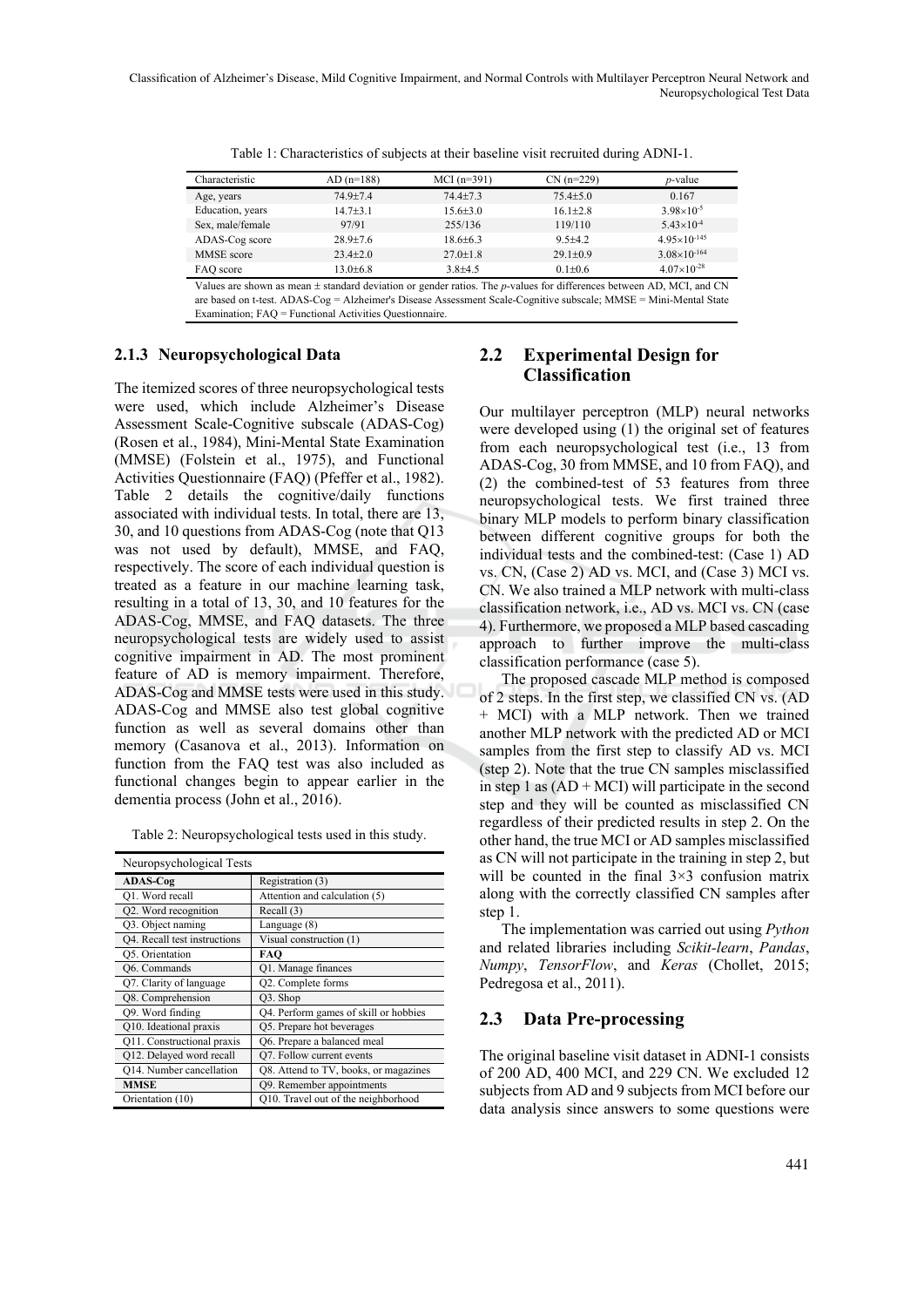Table 1: Characteristics of subjects at their baseline visit recruited during ADNI-1.

| Characteristic | AD (n=188) | MCI (n=391) | CN (n=229) | *p*-value |
|---|---|---|---|---|
| Age, years | 74.9±7.4 | 74.4±7.3 | 75.4±5.0 | 0.167 |
| Education, years | 14.7±3.1 | 15.6±3.0 | 16.1±2.8 | $3.98\times10^{-5}$ |
| Sex, male/female | 97/91 | 255/136 | 119/110 | $5.43\times10^{-4}$ |
| ADAS-Cog score | 28.9±7.6 | 18.6±6.3 | 9.5±4.2 | $4.95\times10^{-145}$ |
| MMSE score | 23.4±2.0 | 27.0±1.8 | 29.1±0.9 | $3.08\times10^{-164}$ |
| FAQ score | 13.0±6.8 | 3.8±4.5 | 0.1±0.6 | $4.07\times10^{-28}$ |

Values are shown as mean ± standard deviation or gender ratios. The *p*-values for differences between AD, MCI, and CN are based on t-test. ADAS-Cog = Alzheimer's Disease Assessment Scale-Cognitive subscale; MMSE = Mini-Mental State Examination; FAQ = Functional Activities Questionnaire.

### 2.1.3 Neuropsychological Data

The itemized scores of three neuropsychological tests were used, which include Alzheimer's Disease Assessment Scale-Cognitive subscale (ADAS-Cog) (Rosen et al., 1984), Mini-Mental State Examination (MMSE) (Folstein et al., 1975), and Functional Activities Questionnaire (FAQ) (Pfeffer et al., 1982). Table 2 details the cognitive/daily functions associated with individual tests. In total, there are 13, 30, and 10 questions from ADAS-Cog (note that Q13 was not used by default), MMSE, and FAQ, respectively. The score of each individual question is treated as a feature in our machine learning task, resulting in a total of 13, 30, and 10 features for the ADAS-Cog, MMSE, and FAQ datasets. The three neuropsychological tests are widely used to assist cognitive impairment in AD. The most prominent feature of AD is memory impairment. Therefore, ADAS-Cog and MMSE tests were used in this study. ADAS-Cog and MMSE also test global cognitive function as well as several domains other than memory (Casanova et al., 2013). Information on function from the FAQ test was also included as functional changes begin to appear earlier in the dementia process (John et al., 2016).

Table 2: Neuropsychological tests used in this study.

| Neuropsychological Tests | |
|---|---|
| **ADAS-Cog** | Registration (3) |
| Q1. Word recall | Attention and calculation (5) |
| Q2. Word recognition | Recall (3) |
| Q3. Object naming | Language (8) |
| Q4. Recall test instructions | Visual construction (1) |
| Q5. Orientation | **FAQ** |
| Q6. Commands | Q1. Manage finances |
| Q7. Clarity of language | Q2. Complete forms |
| Q8. Comprehension | Q3. Shop |
| Q9. Word finding | Q4. Perform games of skill or hobbies |
| Q10. Ideational praxis | Q5. Prepare hot beverages |
| Q11. Constructional praxis | Q6. Prepare a balanced meal |
| Q12. Delayed word recall | Q7. Follow current events |
| Q14. Number cancellation | Q8. Attend to TV, books, or magazines |
| **MMSE** | Q9. Remember appointments |
| Orientation (10) | Q10. Travel out of the neighborhood |

## 2.2 Experimental Design for Classification

Our multilayer perceptron (MLP) neural networks were developed using (1) the original set of features from each neuropsychological test (i.e., 13 from ADAS-Cog, 30 from MMSE, and 10 from FAQ), and (2) the combined-test of 53 features from three neuropsychological tests. We first trained three binary MLP models to perform binary classification between different cognitive groups for both the individual tests and the combined-test: (Case 1) AD vs. CN, (Case 2) AD vs. MCI, and (Case 3) MCI vs. CN. We also trained a MLP network with multi-class classification network, i.e., AD vs. MCI vs. CN (case 4). Furthermore, we proposed a MLP based cascading approach to further improve the multi-class classification performance (case 5).

The proposed cascade MLP method is composed of 2 steps. In the first step, we classified CN vs. (AD + MCI) with a MLP network. Then we trained another MLP network with the predicted AD or MCI samples from the first step to classify AD vs. MCI (step 2). Note that the true CN samples misclassified in step 1 as (AD + MCI) will participate in the second step and they will be counted as misclassified CN regardless of their predicted results in step 2. On the other hand, the true MCI or AD samples misclassified as CN will not participate in the training in step 2, but will be counted in the final 3×3 confusion matrix along with the correctly classified CN samples after step 1.

The implementation was carried out using *Python* and related libraries including *Scikit-learn*, *Pandas*, *Numpy*, *TensorFlow*, and *Keras* (Chollet, 2015; Pedregosa et al., 2011).

## 2.3 Data Pre-processing

The original baseline visit dataset in ADNI-1 consists of 200 AD, 400 MCI, and 229 CN. We excluded 12 subjects from AD and 9 subjects from MCI before our data analysis since answers to some questions were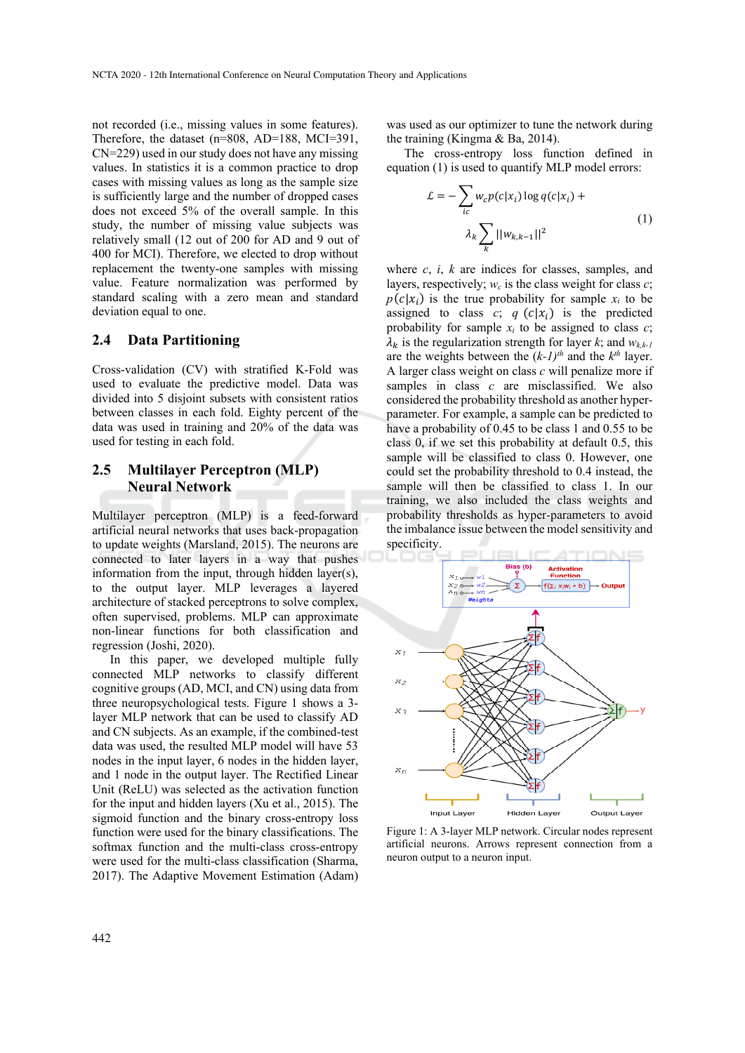not recorded (i.e., missing values in some features). Therefore, the dataset (n=808, AD=188, MCI=391, CN=229) used in our study does not have any missing values. In statistics it is a common practice to drop cases with missing values as long as the sample size is sufficiently large and the number of dropped cases does not exceed 5% of the overall sample. In this study, the number of missing value subjects was relatively small (12 out of 200 for AD and 9 out of 400 for MCI). Therefore, we elected to drop without replacement the twenty-one samples with missing value. Feature normalization was performed by standard scaling with a zero mean and standard deviation equal to one.

## 2.4 Data Partitioning

Cross-validation (CV) with stratified K-Fold was used to evaluate the predictive model. Data was divided into 5 disjoint subsets with consistent ratios between classes in each fold. Eighty percent of the data was used in training and 20% of the data was used for testing in each fold.

## 2.5 Multilayer Perceptron (MLP) Neural Network

Multilayer perceptron (MLP) is a feed-forward artificial neural networks that uses back-propagation to update weights (Marsland, 2015). The neurons are connected to later layers in a way that pushes information from the input, through hidden layer(s), to the output layer. MLP leverages a layered architecture of stacked perceptrons to solve complex, often supervised, problems. MLP can approximate non-linear functions for both classification and regression (Joshi, 2020).

In this paper, we developed multiple fully connected MLP networks to classify different cognitive groups (AD, MCI, and CN) using data from three neuropsychological tests. Figure 1 shows a 3-layer MLP network that can be used to classify AD and CN subjects. As an example, if the combined-test data was used, the resulted MLP model will have 53 nodes in the input layer, 6 nodes in the hidden layer, and 1 node in the output layer. The Rectified Linear Unit (ReLU) was selected as the activation function for the input and hidden layers (Xu et al., 2015). The sigmoid function and the binary cross-entropy loss function were used for the binary classifications. The softmax function and the multi-class cross-entropy were used for the multi-class classification (Sharma, 2017). The Adaptive Movement Estimation (Adam) was used as our optimizer to tune the network during the training (Kingma & Ba, 2014).

The cross-entropy loss function defined in equation (1) is used to quantify MLP model errors:

$$\mathcal{L} = -\sum_{ic} w_c p(c|x_i) \log q(c|x_i) + \lambda_k \sum_{k} ||w_{k,k-1}||^2 \quad (1)$$

where $c$, $i$, $k$ are indices for classes, samples, and layers, respectively; $w_c$ is the class weight for class $c$; $p(c|x_i)$ is the true probability for sample $x_i$ to be assigned to class $c$; $q(c|x_i)$ is the predicted probability for sample $x_i$ to be assigned to class $c$; $\lambda_k$ is the regularization strength for layer $k$; and $w_{k,k-1}$ are the weights between the $(k\text{-}1)^{th}$ and the $k^{th}$ layer. A larger class weight on class $c$ will penalize more if samples in class $c$ are misclassified. We also considered the probability threshold as another hyper-parameter. For example, a sample can be predicted to have a probability of 0.45 to be class 1 and 0.55 to be class 0, if we set this probability at default 0.5, this sample will be classified to class 0. However, one could set the probability threshold to 0.4 instead, the sample will then be classified to class 1. In our training, we also included the class weights and probability thresholds as hyper-parameters to avoid the imbalance issue between the model sensitivity and specificity.

Figure 1: A 3-layer MLP network. Circular nodes represent artificial neurons. Arrows represent connection from a neuron output to a neuron input.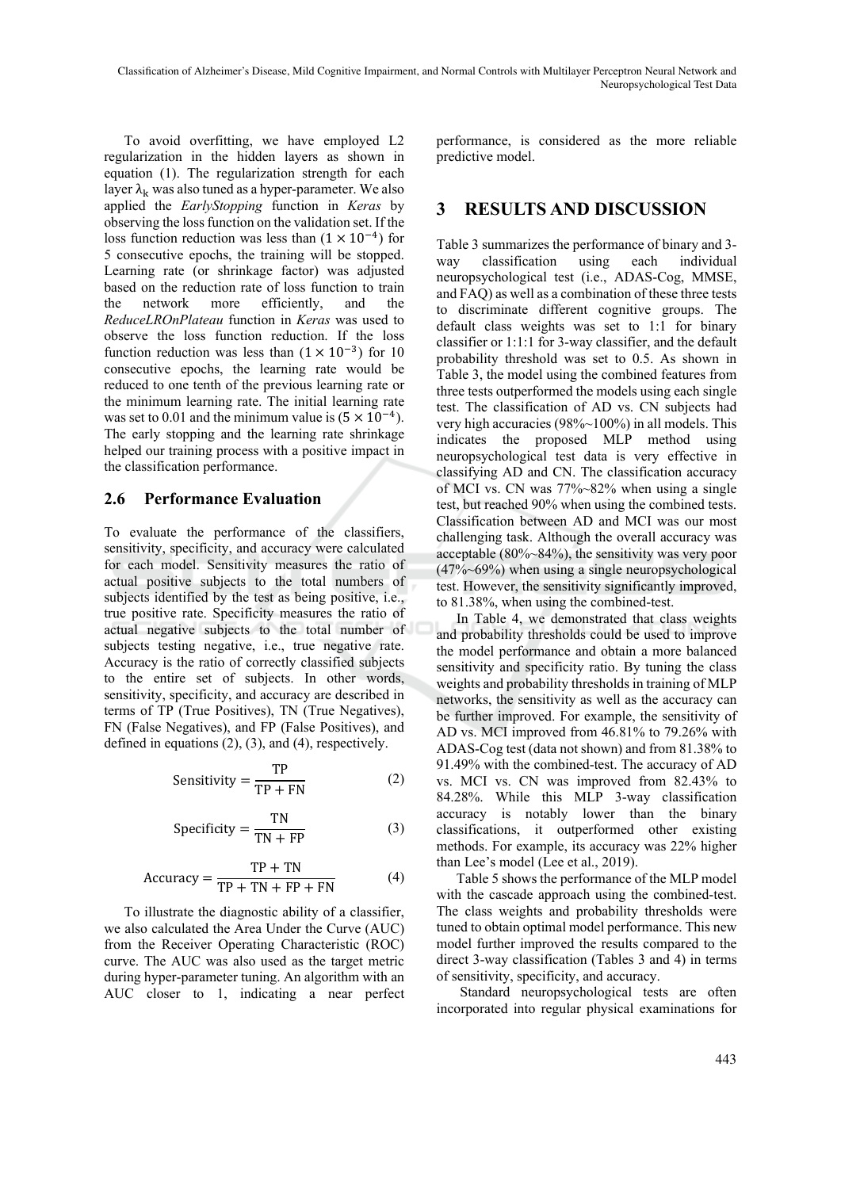To avoid overfitting, we have employed L2 regularization in the hidden layers as shown in equation (1). The regularization strength for each layer $\lambda_k$ was also tuned as a hyper-parameter. We also applied the *EarlyStopping* function in *Keras* by observing the loss function on the validation set. If the loss function reduction was less than $(1 \times 10^{-4})$ for 5 consecutive epochs, the training will be stopped. Learning rate (or shrinkage factor) was adjusted based on the reduction rate of loss function to train the network more efficiently, and the *ReduceLROnPlateau* function in *Keras* was used to observe the loss function reduction. If the loss function reduction was less than $(1 \times 10^{-3})$ for 10 consecutive epochs, the learning rate would be reduced to one tenth of the previous learning rate or the minimum learning rate. The initial learning rate was set to 0.01 and the minimum value is $(5 \times 10^{-4})$. The early stopping and the learning rate shrinkage helped our training process with a positive impact in the classification performance.

### 2.6 Performance Evaluation

To evaluate the performance of the classifiers, sensitivity, specificity, and accuracy were calculated for each model. Sensitivity measures the ratio of actual positive subjects to the total numbers of subjects identified by the test as being positive, i.e., true positive rate. Specificity measures the ratio of actual negative subjects to the total number of subjects testing negative, i.e., true negative rate. Accuracy is the ratio of correctly classified subjects to the entire set of subjects. In other words, sensitivity, specificity, and accuracy are described in terms of TP (True Positives), TN (True Negatives), FN (False Negatives), and FP (False Positives), and defined in equations (2), (3), and (4), respectively.

$$\text{Sensitivity} = \frac{\text{TP}}{\text{TP} + \text{FN}} \tag{2}$$

$$\text{Specificity} = \frac{\text{TN}}{\text{TN} + \text{FP}} \tag{3}$$

$$\text{Accuracy} = \frac{\text{TP} + \text{TN}}{\text{TP} + \text{TN} + \text{FP} + \text{FN}} \tag{4}$$

To illustrate the diagnostic ability of a classifier, we also calculated the Area Under the Curve (AUC) from the Receiver Operating Characteristic (ROC) curve. The AUC was also used as the target metric during hyper-parameter tuning. An algorithm with an AUC closer to 1, indicating a near perfect performance, is considered as the more reliable predictive model.

## 3 RESULTS AND DISCUSSION

Table 3 summarizes the performance of binary and 3-way classification using each individual neuropsychological test (i.e., ADAS-Cog, MMSE, and FAQ) as well as a combination of these three tests to discriminate different cognitive groups. The default class weights was set to 1:1 for binary classifier or 1:1:1 for 3-way classifier, and the default probability threshold was set to 0.5. As shown in Table 3, the model using the combined features from three tests outperformed the models using each single test. The classification of AD vs. CN subjects had very high accuracies (98%~100%) in all models. This indicates the proposed MLP method using neuropsychological test data is very effective in classifying AD and CN. The classification accuracy of MCI vs. CN was 77%~82% when using a single test, but reached 90% when using the combined tests. Classification between AD and MCI was our most challenging task. Although the overall accuracy was acceptable (80%~84%), the sensitivity was very poor (47%~69%) when using a single neuropsychological test. However, the sensitivity significantly improved, to 81.38%, when using the combined-test.

In Table 4, we demonstrated that class weights and probability thresholds could be used to improve the model performance and obtain a more balanced sensitivity and specificity ratio. By tuning the class weights and probability thresholds in training of MLP networks, the sensitivity as well as the accuracy can be further improved. For example, the sensitivity of AD vs. MCI improved from 46.81% to 79.26% with ADAS-Cog test (data not shown) and from 81.38% to 91.49% with the combined-test. The accuracy of AD vs. MCI vs. CN was improved from 82.43% to 84.28%. While this MLP 3-way classification accuracy is notably lower than the binary classifications, it outperformed other existing methods. For example, its accuracy was 22% higher than Lee's model (Lee et al., 2019).

Table 5 shows the performance of the MLP model with the cascade approach using the combined-test. The class weights and probability thresholds were tuned to obtain optimal model performance. This new model further improved the results compared to the direct 3-way classification (Tables 3 and 4) in terms of sensitivity, specificity, and accuracy.

Standard neuropsychological tests are often incorporated into regular physical examinations for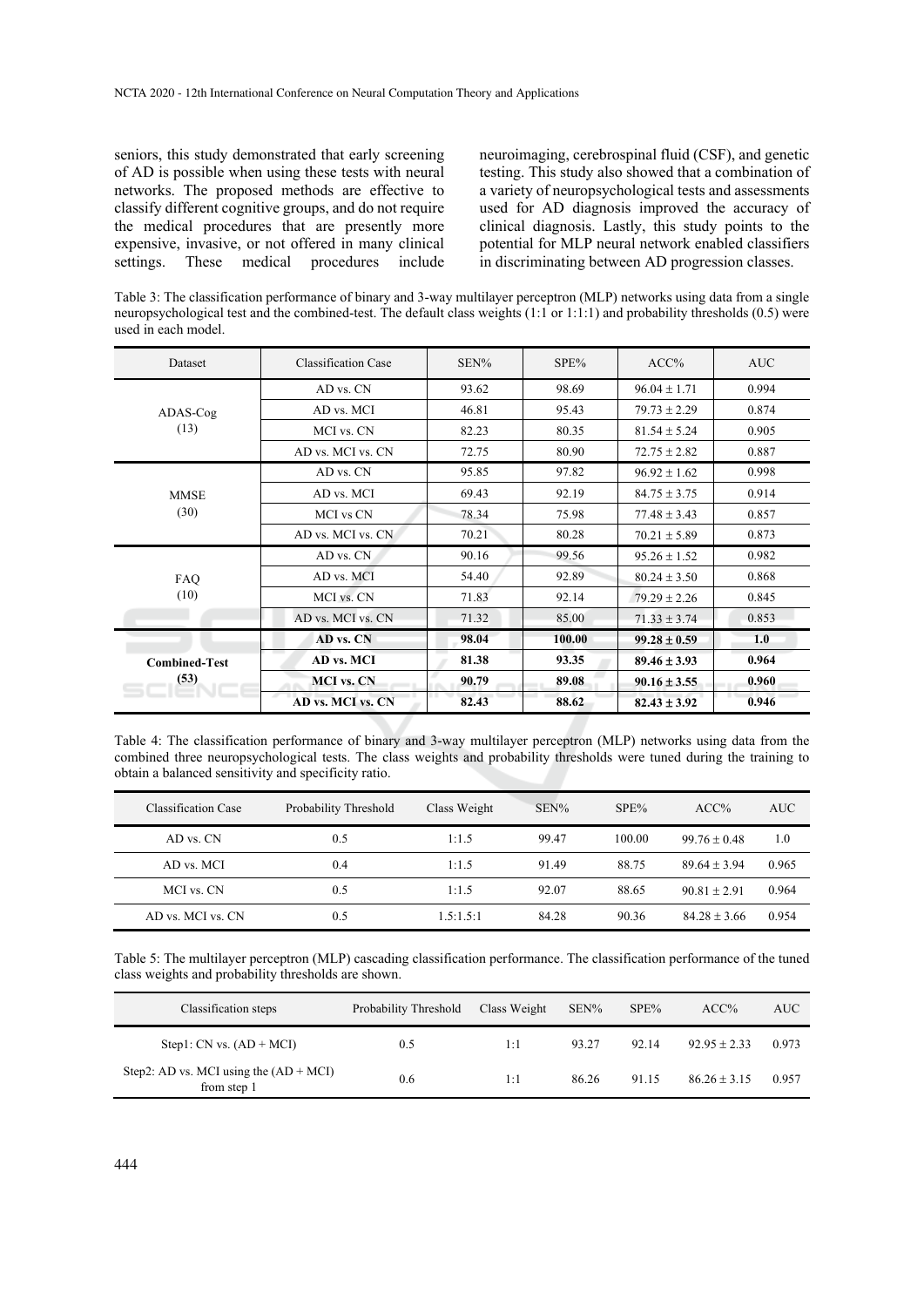seniors, this study demonstrated that early screening of AD is possible when using these tests with neural networks. The proposed methods are effective to classify different cognitive groups, and do not require the medical procedures that are presently more expensive, invasive, or not offered in many clinical settings. These medical procedures include neuroimaging, cerebrospinal fluid (CSF), and genetic testing. This study also showed that a combination of a variety of neuropsychological tests and assessments used for AD diagnosis improved the accuracy of clinical diagnosis. Lastly, this study points to the potential for MLP neural network enabled classifiers in discriminating between AD progression classes.

Table 3: The classification performance of binary and 3-way multilayer perceptron (MLP) networks using data from a single neuropsychological test and the combined-test. The default class weights (1:1 or 1:1:1) and probability thresholds (0.5) were used in each model.

| Dataset | Classification Case | SEN% | SPE% | ACC% | AUC |
|---|---|---|---|---|---|
| ADAS-Cog (13) | AD vs. CN | 93.62 | 98.69 | 96.04 ± 1.71 | 0.994 |
| | AD vs. MCI | 46.81 | 95.43 | 79.73 ± 2.29 | 0.874 |
| | MCI vs. CN | 82.23 | 80.35 | 81.54 ± 5.24 | 0.905 |
| | AD vs. MCI vs. CN | 72.75 | 80.90 | 72.75 ± 2.82 | 0.887 |
| MMSE (30) | AD vs. CN | 95.85 | 97.82 | 96.92 ± 1.62 | 0.998 |
| | AD vs. MCI | 69.43 | 92.19 | 84.75 ± 3.75 | 0.914 |
| | MCI vs CN | 78.34 | 75.98 | 77.48 ± 3.43 | 0.857 |
| | AD vs. MCI vs. CN | 70.21 | 80.28 | 70.21 ± 5.89 | 0.873 |
| FAQ (10) | AD vs. CN | 90.16 | 99.56 | 95.26 ± 1.52 | 0.982 |
| | AD vs. MCI | 54.40 | 92.89 | 80.24 ± 3.50 | 0.868 |
| | MCI vs. CN | 71.83 | 92.14 | 79.29 ± 2.26 | 0.845 |
| | AD vs. MCI vs. CN | 71.32 | 85.00 | 71.33 ± 3.74 | 0.853 |
| **Combined-Test (53)** | **AD vs. CN** | **98.04** | **100.00** | **99.28 ± 0.59** | **1.0** |
| | **AD vs. MCI** | **81.38** | **93.35** | **89.46 ± 3.93** | **0.964** |
| | **MCI vs. CN** | **90.79** | **89.08** | **90.16 ± 3.55** | **0.960** |
| | **AD vs. MCI vs. CN** | **82.43** | **88.62** | **82.43 ± 3.92** | **0.946** |

Table 4: The classification performance of binary and 3-way multilayer perceptron (MLP) networks using data from the combined three neuropsychological tests. The class weights and probability thresholds were tuned during the training to obtain a balanced sensitivity and specificity ratio.

| Classification Case | Probability Threshold | Class Weight | SEN% | SPE% | ACC% | AUC |
|---|---|---|---|---|---|---|
| AD vs. CN | 0.5 | 1:1.5 | 99.47 | 100.00 | 99.76 ± 0.48 | 1.0 |
| AD vs. MCI | 0.4 | 1:1.5 | 91.49 | 88.75 | 89.64 ± 3.94 | 0.965 |
| MCI vs. CN | 0.5 | 1:1.5 | 92.07 | 88.65 | 90.81 ± 2.91 | 0.964 |
| AD vs. MCI vs. CN | 0.5 | 1.5:1.5:1 | 84.28 | 90.36 | 84.28 ± 3.66 | 0.954 |

Table 5: The multilayer perceptron (MLP) cascading classification performance. The classification performance of the tuned class weights and probability thresholds are shown.

| Classification steps | Probability Threshold | Class Weight | SEN% | SPE% | ACC% | AUC |
|---|---|---|---|---|---|---|
| Step1: CN vs. (AD + MCI) | 0.5 | 1:1 | 93.27 | 92.14 | 92.95 ± 2.33 | 0.973 |
| Step2: AD vs. MCI using the (AD + MCI) from step 1 | 0.6 | 1:1 | 86.26 | 91.15 | 86.26 ± 3.15 | 0.957 |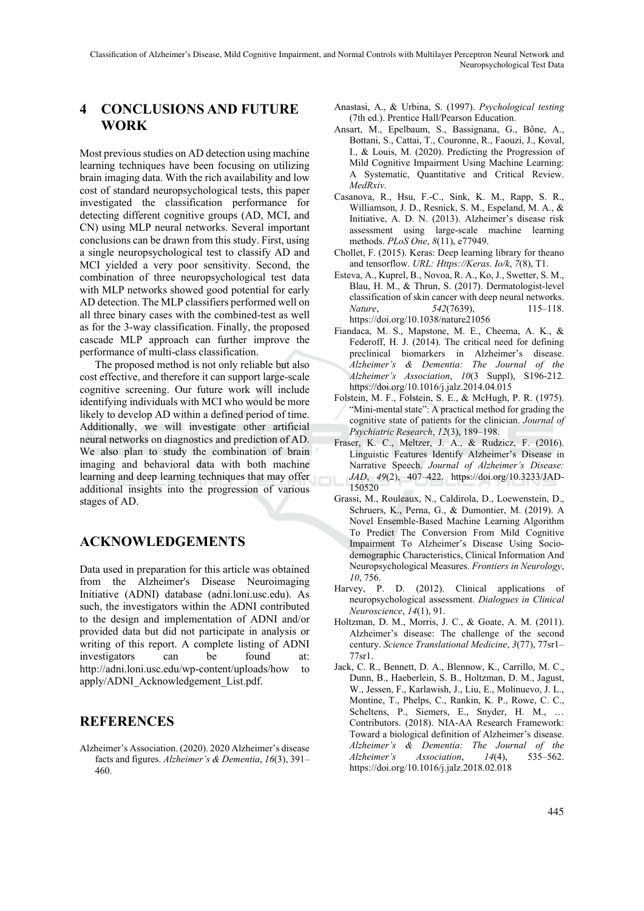## 4 CONCLUSIONS AND FUTURE WORK

Most previous studies on AD detection using machine learning techniques have been focusing on utilizing brain imaging data. With the rich availability and low cost of standard neuropsychological tests, this paper investigated the classification performance for detecting different cognitive groups (AD, MCI, and CN) using MLP neural networks. Several important conclusions can be drawn from this study. First, using a single neuropsychological test to classify AD and MCI yielded a very poor sensitivity. Second, the combination of three neuropsychological test data with MLP networks showed good potential for early AD detection. The MLP classifiers performed well on all three binary cases with the combined-test as well as for the 3-way classification. Finally, the proposed cascade MLP approach can further improve the performance of multi-class classification.

The proposed method is not only reliable but also cost effective, and therefore it can support large-scale cognitive screening. Our future work will include identifying individuals with MCI who would be more likely to develop AD within a defined period of time. Additionally, we will investigate other artificial neural networks on diagnostics and prediction of AD. We also plan to study the combination of brain imaging and behavioral data with both machine learning and deep learning techniques that may offer additional insights into the progression of various stages of AD.

## ACKNOWLEDGEMENTS

Data used in preparation for this article was obtained from the Alzheimer's Disease Neuroimaging Initiative (ADNI) database (adni.loni.usc.edu). As such, the investigators within the ADNI contributed to the design and implementation of ADNI and/or provided data but did not participate in analysis or writing of this report. A complete listing of ADNI investigators can be found at: http://adni.loni.usc.edu/wp-content/uploads/how to apply/ADNI_Acknowledgement_List.pdf.

## REFERENCES

Alzheimer's Association. (2020). 2020 Alzheimer's disease facts and figures. *Alzheimer's & Dementia*, *16*(3), 391–460.

Anastasi, A., & Urbina, S. (1997). *Psychological testing* (7th ed.). Prentice Hall/Pearson Education.

Ansart, M., Epelbaum, S., Bassignana, G., Bône, A., Bottani, S., Cattai, T., Couronne, R., Faouzi, J., Koval, I., & Louis, M. (2020). Predicting the Progression of Mild Cognitive Impairment Using Machine Learning: A Systematic, Quantitative and Critical Review. *MedRxiv*.

Casanova, R., Hsu, F.-C., Sink, K. M., Rapp, S. R., Williamson, J. D., Resnick, S. M., Espeland, M. A., & Initiative, A. D. N. (2013). Alzheimer's disease risk assessment using large-scale machine learning methods. *PLoS One*, *8*(11), e77949.

Chollet, F. (2015). Keras: Deep learning library for theano and tensorflow. *URL: Https://Keras. Io/k*, *7*(8), T1.

Esteva, A., Kuprel, B., Novoa, R. A., Ko, J., Swetter, S. M., Blau, H. M., & Thrun, S. (2017). Dermatologist-level classification of skin cancer with deep neural networks. *Nature*, *542*(7639), 115–118. https://doi.org/10.1038/nature21056

Fiandaca, M. S., Mapstone, M. E., Cheema, A. K., & Federoff, H. J. (2014). The critical need for defining preclinical biomarkers in Alzheimer's disease. *Alzheimer's & Dementia: The Journal of the Alzheimer's Association*, *10*(3 Suppl), S196-212. https://doi.org/10.1016/j.jalz.2014.04.015

Folstein, M. F., Folstein, S. E., & McHugh, P. R. (1975). "Mini-mental state": A practical method for grading the cognitive state of patients for the clinician. *Journal of Psychiatric Research*, *12*(3), 189–198.

Fraser, K. C., Meltzer, J. A., & Rudzicz, F. (2016). Linguistic Features Identify Alzheimer's Disease in Narrative Speech. *Journal of Alzheimer's Disease: JAD*, *49*(2), 407–422. https://doi.org/10.3233/JAD-150520

Grassi, M., Rouleaux, N., Caldirola, D., Loewenstein, D., Schruers, K., Perna, G., & Dumontier, M. (2019). A Novel Ensemble-Based Machine Learning Algorithm To Predict The Conversion From Mild Cognitive Impairment To Alzheimer's Disease Using Socio-demographic Characteristics, Clinical Information And Neuropsychological Measures. *Frontiers in Neurology*, *10*, 756.

Harvey, P. D. (2012). Clinical applications of neuropsychological assessment. *Dialogues in Clinical Neuroscience*, *14*(1), 91.

Holtzman, D. M., Morris, J. C., & Goate, A. M. (2011). Alzheimer's disease: The challenge of the second century. *Science Translational Medicine*, *3*(77), 77sr1–77sr1.

Jack, C. R., Bennett, D. A., Blennow, K., Carrillo, M. C., Dunn, B., Haeberlein, S. B., Holtzman, D. M., Jagust, W., Jessen, F., Karlawish, J., Liu, E., Molinuevo, J. L., Montine, T., Phelps, C., Rankin, K. P., Rowe, C. C., Scheltens, P., Siemers, E., Snyder, H. M., … Contributors. (2018). NIA-AA Research Framework: Toward a biological definition of Alzheimer's disease. *Alzheimer's & Dementia: The Journal of the Alzheimer's Association*, *14*(4), 535–562. https://doi.org/10.1016/j.jalz.2018.02.018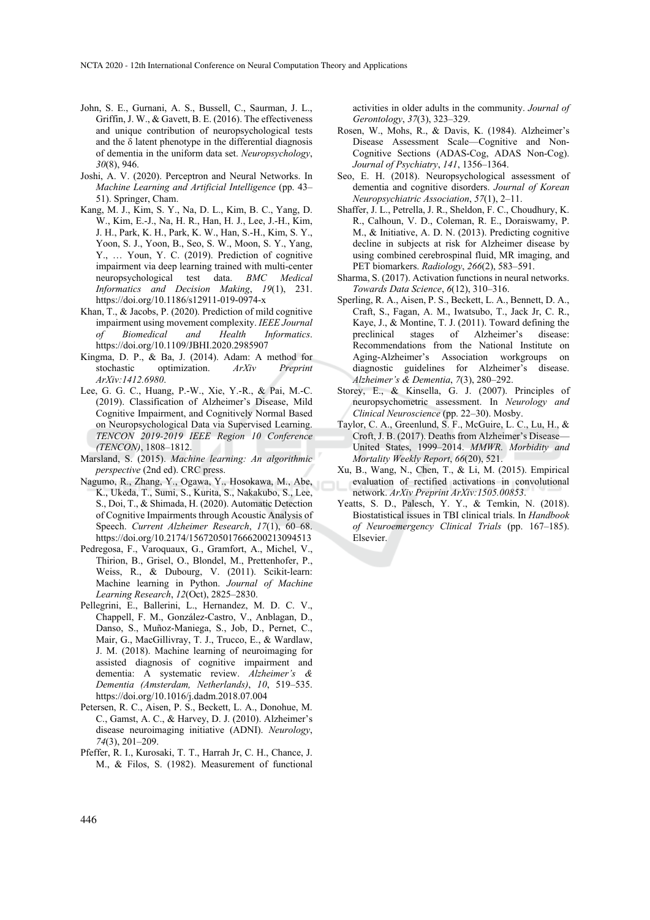John, S. E., Gurnani, A. S., Bussell, C., Saurman, J. L., Griffin, J. W., & Gavett, B. E. (2016). The effectiveness and unique contribution of neuropsychological tests and the δ latent phenotype in the differential diagnosis of dementia in the uniform data set. *Neuropsychology*, *30*(8), 946.

Joshi, A. V. (2020). Perceptron and Neural Networks. In *Machine Learning and Artificial Intelligence* (pp. 43–51). Springer, Cham.

Kang, M. J., Kim, S. Y., Na, D. L., Kim, B. C., Yang, D. W., Kim, E.-J., Na, H. R., Han, H. J., Lee, J.-H., Kim, J. H., Park, K. H., Park, K. W., Han, S.-H., Kim, S. Y., Yoon, S. J., Yoon, B., Seo, S. W., Moon, S. Y., Yang, Y., … Youn, Y. C. (2019). Prediction of cognitive impairment via deep learning trained with multi-center neuropsychological test data. *BMC Medical Informatics and Decision Making*, *19*(1), 231. https://doi.org/10.1186/s12911-019-0974-x

Khan, T., & Jacobs, P. (2020). Prediction of mild cognitive impairment using movement complexity. *IEEE Journal of Biomedical and Health Informatics*. https://doi.org/10.1109/JBHI.2020.2985907

Kingma, D. P., & Ba, J. (2014). Adam: A method for stochastic optimization. *ArXiv Preprint ArXiv:1412.6980*.

Lee, G. G. C., Huang, P.-W., Xie, Y.-R., & Pai, M.-C. (2019). Classification of Alzheimer's Disease, Mild Cognitive Impairment, and Cognitively Normal Based on Neuropsychological Data via Supervised Learning. *TENCON 2019-2019 IEEE Region 10 Conference (TENCON)*, 1808–1812.

Marsland, S. (2015). *Machine learning: An algorithmic perspective* (2nd ed). CRC press.

Nagumo, R., Zhang, Y., Ogawa, Y., Hosokawa, M., Abe, K., Ukeda, T., Sumi, S., Kurita, S., Nakakubo, S., Lee, S., Doi, T., & Shimada, H. (2020). Automatic Detection of Cognitive Impairments through Acoustic Analysis of Speech. *Current Alzheimer Research*, *17*(1), 60–68. https://doi.org/10.2174/1567205017666200213094513

Pedregosa, F., Varoquaux, G., Gramfort, A., Michel, V., Thirion, B., Grisel, O., Blondel, M., Prettenhofer, P., Weiss, R., & Dubourg, V. (2011). Scikit-learn: Machine learning in Python. *Journal of Machine Learning Research*, *12*(Oct), 2825–2830.

Pellegrini, E., Ballerini, L., Hernandez, M. D. C. V., Chappell, F. M., González-Castro, V., Anblagan, D., Danso, S., Muñoz-Maniega, S., Job, D., Pernet, C., Mair, G., MacGillivray, T. J., Trucco, E., & Wardlaw, J. M. (2018). Machine learning of neuroimaging for assisted diagnosis of cognitive impairment and dementia: A systematic review. *Alzheimer's & Dementia (Amsterdam, Netherlands)*, *10*, 519–535. https://doi.org/10.1016/j.dadm.2018.07.004

Petersen, R. C., Aisen, P. S., Beckett, L. A., Donohue, M. C., Gamst, A. C., & Harvey, D. J. (2010). Alzheimer's disease neuroimaging initiative (ADNI). *Neurology*, *74*(3), 201–209.

Pfeffer, R. I., Kurosaki, T. T., Harrah Jr, C. H., Chance, J. M., & Filos, S. (1982). Measurement of functional activities in older adults in the community. *Journal of Gerontology*, *37*(3), 323–329.

Rosen, W., Mohs, R., & Davis, K. (1984). Alzheimer's Disease Assessment Scale—Cognitive and Non-Cognitive Sections (ADAS-Cog, ADAS Non-Cog). *Journal of Psychiatry*, *141*, 1356–1364.

Seo, E. H. (2018). Neuropsychological assessment of dementia and cognitive disorders. *Journal of Korean Neuropsychiatric Association*, *57*(1), 2–11.

Shaffer, J. L., Petrella, J. R., Sheldon, F. C., Choudhury, K. R., Calhoun, V. D., Coleman, R. E., Doraiswamy, P. M., & Initiative, A. D. N. (2013). Predicting cognitive decline in subjects at risk for Alzheimer disease by using combined cerebrospinal fluid, MR imaging, and PET biomarkers. *Radiology*, *266*(2), 583–591.

Sharma, S. (2017). Activation functions in neural networks. *Towards Data Science*, *6*(12), 310–316.

Sperling, R. A., Aisen, P. S., Beckett, L. A., Bennett, D. A., Craft, S., Fagan, A. M., Iwatsubo, T., Jack Jr, C. R., Kaye, J., & Montine, T. J. (2011). Toward defining the preclinical stages of Alzheimer's disease: Recommendations from the National Institute on Aging-Alzheimer's Association workgroups on diagnostic guidelines for Alzheimer's disease. *Alzheimer's & Dementia*, *7*(3), 280–292.

Storey, E., & Kinsella, G. J. (2007). Principles of neuropsychometric assessment. In *Neurology and Clinical Neuroscience* (pp. 22–30). Mosby.

Taylor, C. A., Greenlund, S. F., McGuire, L. C., Lu, H., & Croft, J. B. (2017). Deaths from Alzheimer's Disease—United States, 1999–2014. *MMWR. Morbidity and Mortality Weekly Report*, *66*(20), 521.

Xu, B., Wang, N., Chen, T., & Li, M. (2015). Empirical evaluation of rectified activations in convolutional network. *ArXiv Preprint ArXiv:1505.00853*.

Yeatts, S. D., Palesch, Y. Y., & Temkin, N. (2018). Biostatistical issues in TBI clinical trials. In *Handbook of Neuroemergency Clinical Trials* (pp. 167–185). Elsevier.